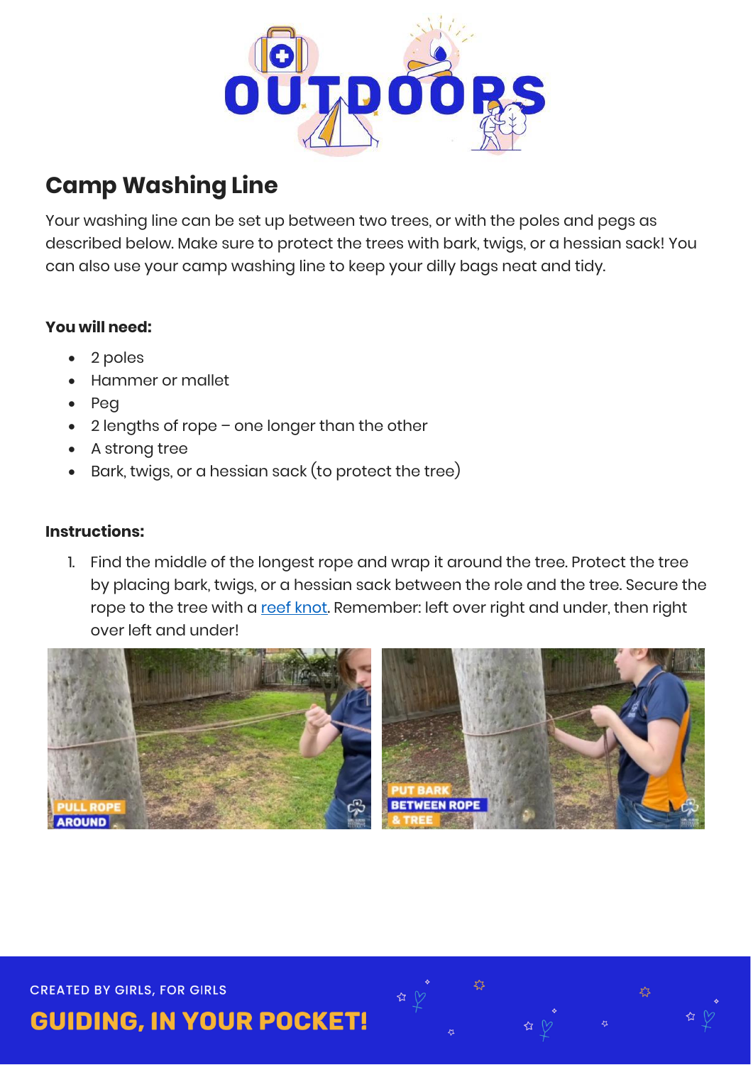## Camp Washing Line

Your washing line can be set up between two trees, or with the poles and pegs as described below. Make sure to protect the trees with bark, twigs, or a hessian sack! You can also use your camp washing line to keep your dilly bags neat and tidy.

**You will need:**

- 2 poles
- Hammer or mallet
- Peg
- 2 lengths of rope – one longer than the other
- A strong tree
- Bark, twigs, or a hessian sack (to protect the tree)

**Instructions:**

1. Find the middle of the longest rope and wrap it around the tree. Protect the tree by placing bark, twigs, or a hessian sack between the role and the tree. Secure the rope to the tree with a reef knot. Remember: left over right and under, then right over left and under!

PULL ROPE AROUND

PUT BARK BETWEEN ROPE & TREE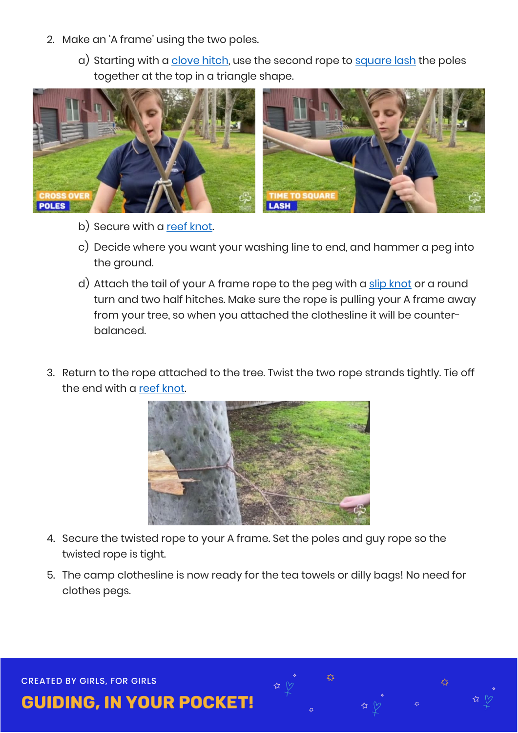2. Make an 'A frame' using the two poles.

    a) Starting with a clove hitch, use the second rope to square lash the poles together at the top in a triangle shape.

    b) Secure with a reef knot.

    c) Decide where you want your washing line to end, and hammer a peg into the ground.

    d) Attach the tail of your A frame rope to the peg with a slip knot or a round turn and two half hitches. Make sure the rope is pulling your A frame away from your tree, so when you attached the clothesline it will be counter-balanced.

3. Return to the rope attached to the tree. Twist the two rope strands tightly. Tie off the end with a reef knot.

4. Secure the twisted rope to your A frame. Set the poles and guy rope so the twisted rope is tight.

5. The camp clothesline is now ready for the tea towels or dilly bags! No need for clothes pegs.